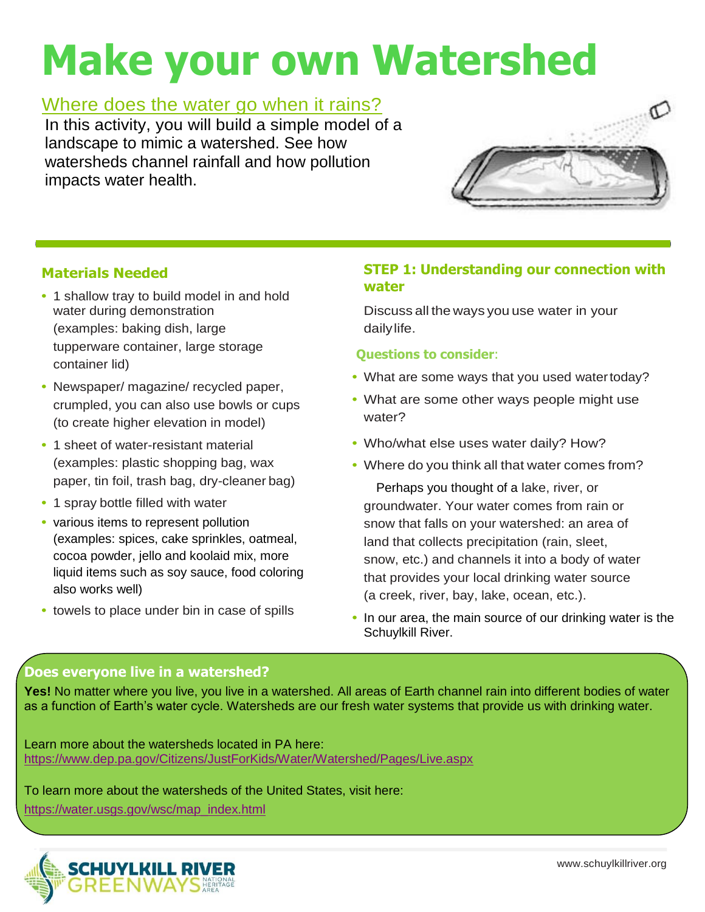# Make your own Watershed

## Where does the water go when it rains?

In this activity, you will build a simple model of a landscape to mimic a watershed. See how watersheds channel rainfall and how pollution impacts water health.

### Materials Needed

- 1 shallow tray to build model in and hold water during demonstration (examples: baking dish, large tupperware container, large storage container lid)
- Newspaper/ magazine/ recycled paper, crumpled, you can also use bowls or cups (to create higher elevation in model)
- 1 sheet of water-resistant material (examples: plastic shopping bag, wax paper, tin foil, trash bag, dry-cleaner bag)
- 1 spray bottle filled with water
- various items to represent pollution (examples: spices, cake sprinkles, oatmeal, cocoa powder, jello and koolaid mix, more liquid items such as soy sauce, food coloring also works well)
- towels to place under bin in case of spills

### STEP 1: Understanding our connection with water

Discuss all the ways you use water in your daily life.

**Questions to consider:**

- What are some ways that you used water today?
- What are some other ways people might use water?
- Who/what else uses water daily? How?
- Where do you think all that water comes from?

  Perhaps you thought of a lake, river, or groundwater. Your water comes from rain or snow that falls on your watershed: an area of land that collects precipitation (rain, sleet, snow, etc.) and channels it into a body of water that provides your local drinking water source (a creek, river, bay, lake, ocean, etc.).

- In our area, the main source of our drinking water is the Schuylkill River.

### Does everyone live in a watershed?

**Yes!** No matter where you live, you live in a watershed. All areas of Earth channel rain into different bodies of water as a function of Earth's water cycle. Watersheds are our fresh water systems that provide us with drinking water.

Learn more about the watersheds located in PA here:
https://www.dep.pa.gov/Citizens/JustForKids/Water/Watershed/Pages/Live.aspx

To learn more about the watersheds of the United States, visit here:
https://water.usgs.gov/wsc/map_index.html

SCHUYLKILL RIVER GREENWAYS NATIONAL HERITAGE AREA

www.schuylkillriver.org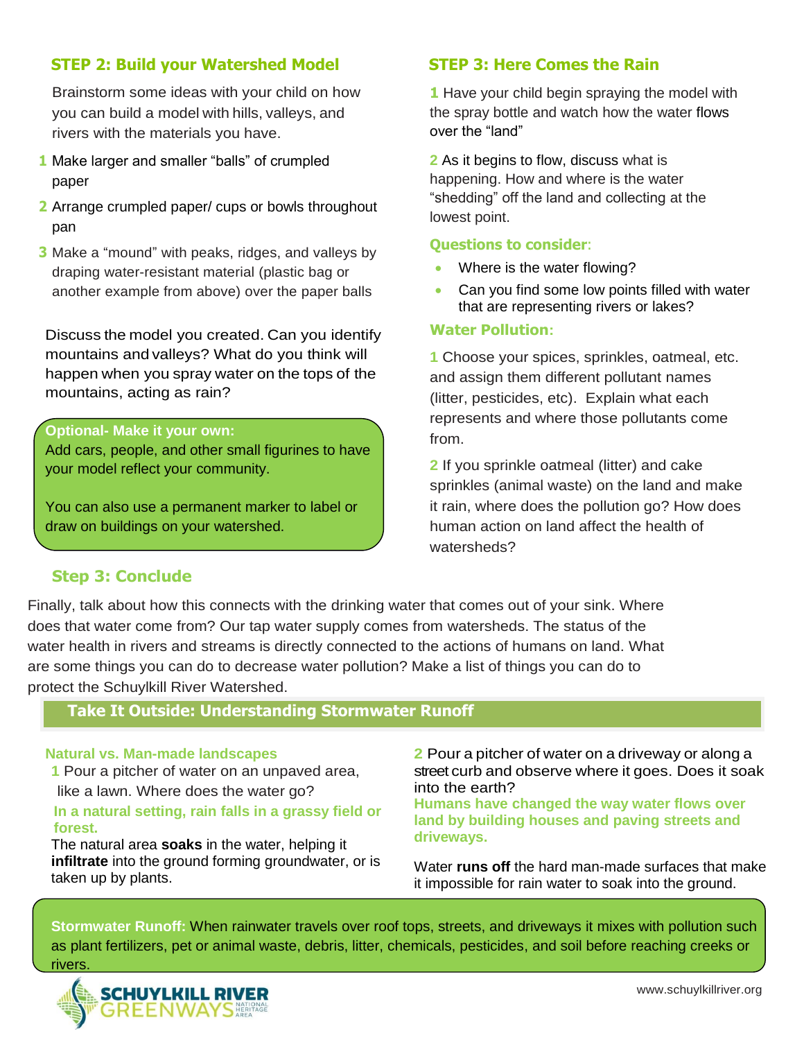## STEP 2: Build your Watershed Model

Brainstorm some ideas with your child on how you can build a model with hills, valleys, and rivers with the materials you have.

1. Make larger and smaller "balls" of crumpled paper
2. Arrange crumpled paper/ cups or bowls throughout pan
3. Make a "mound" with peaks, ridges, and valleys by draping water-resistant material (plastic bag or another example from above) over the paper balls

Discuss the model you created. Can you identify mountains and valleys? What do you think will happen when you spray water on the tops of the mountains, acting as rain?

**Optional- Make it your own:**
Add cars, people, and other small figurines to have your model reflect your community.

You can also use a permanent marker to label or draw on buildings on your watershed.

## STEP 3: Here Comes the Rain

1 Have your child begin spraying the model with the spray bottle and watch how the water flows over the "land"

2 As it begins to flow, discuss what is happening. How and where is the water "shedding" off the land and collecting at the lowest point.

### Questions to consider:

- Where is the water flowing?
- Can you find some low points filled with water that are representing rivers or lakes?

### Water Pollution:

1 Choose your spices, sprinkles, oatmeal, etc. and assign them different pollutant names (litter, pesticides, etc). Explain what each represents and where those pollutants come from.

2 If you sprinkle oatmeal (litter) and cake sprinkles (animal waste) on the land and make it rain, where does the pollution go? How does human action on land affect the health of watersheds?

## Step 3: Conclude

Finally, talk about how this connects with the drinking water that comes out of your sink. Where does that water come from? Our tap water supply comes from watersheds. The status of the water health in rivers and streams is directly connected to the actions of humans on land. What are some things you can do to decrease water pollution? Make a list of things you can do to protect the Schuylkill River Watershed.

## Take It Outside: Understanding Stormwater Runoff

### Natural vs. Man-made landscapes

1 Pour a pitcher of water on an unpaved area, like a lawn. Where does the water go?

**In a natural setting, rain falls in a grassy field or forest.**

The natural area **soaks** in the water, helping it **infiltrate** into the ground forming groundwater, or is taken up by plants.

2 Pour a pitcher of water on a driveway or along a street curb and observe where it goes. Does it soak into the earth?

**Humans have changed the way water flows over land by building houses and paving streets and driveways.**

Water **runs off** the hard man-made surfaces that make it impossible for rain water to soak into the ground.

**Stormwater Runoff:** When rainwater travels over roof tops, streets, and driveways it mixes with pollution such as plant fertilizers, pet or animal waste, debris, litter, chemicals, pesticides, and soil before reaching creeks or rivers.

SCHUYLKILL RIVER GREENWAYS NATIONAL HERITAGE AREA

www.schuylkillriver.org